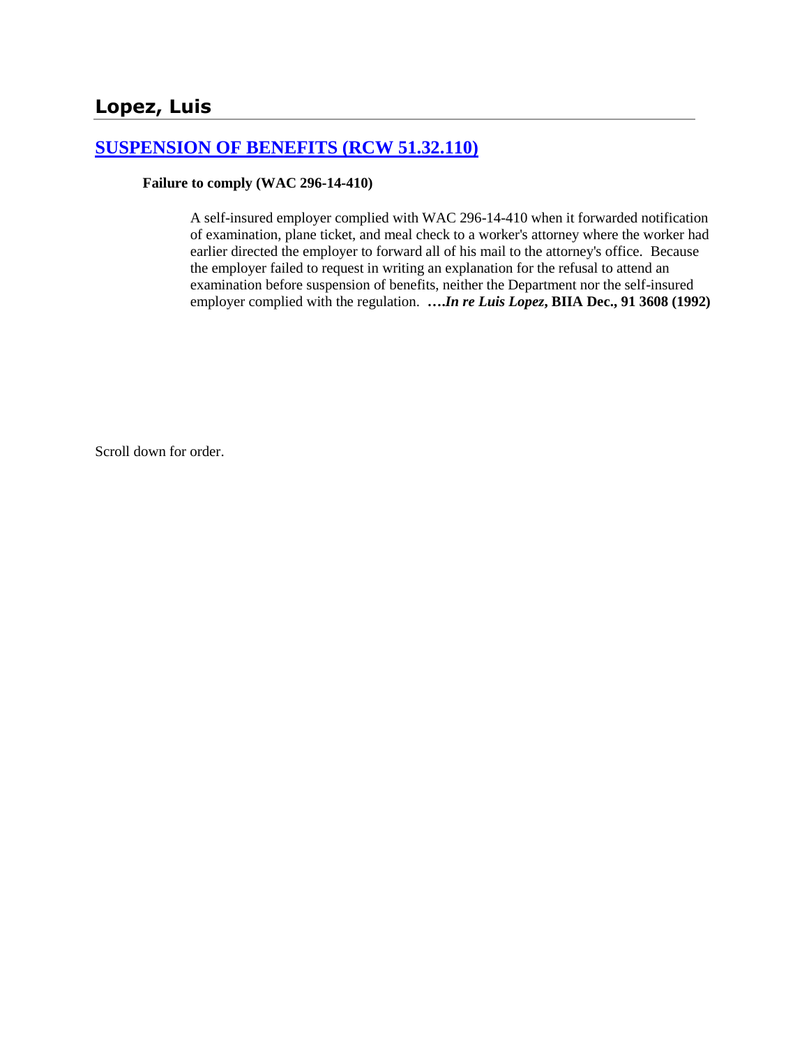## Lopez, Luis

### [SUSPENSION OF BENEFITS (RCW 51.32.110)]

**Failure to comply (WAC 296-14-410)**

A self-insured employer complied with WAC 296-14-410 when it forwarded notification of examination, plane ticket, and meal check to a worker's attorney where the worker had earlier directed the employer to forward all of his mail to the attorney's office. Because the employer failed to request in writing an explanation for the refusal to attend an examination before suspension of benefits, neither the Department nor the self-insured employer complied with the regulation. ***….In re Luis Lopez*, BIIA Dec., 91 3608 (1992)**

Scroll down for order.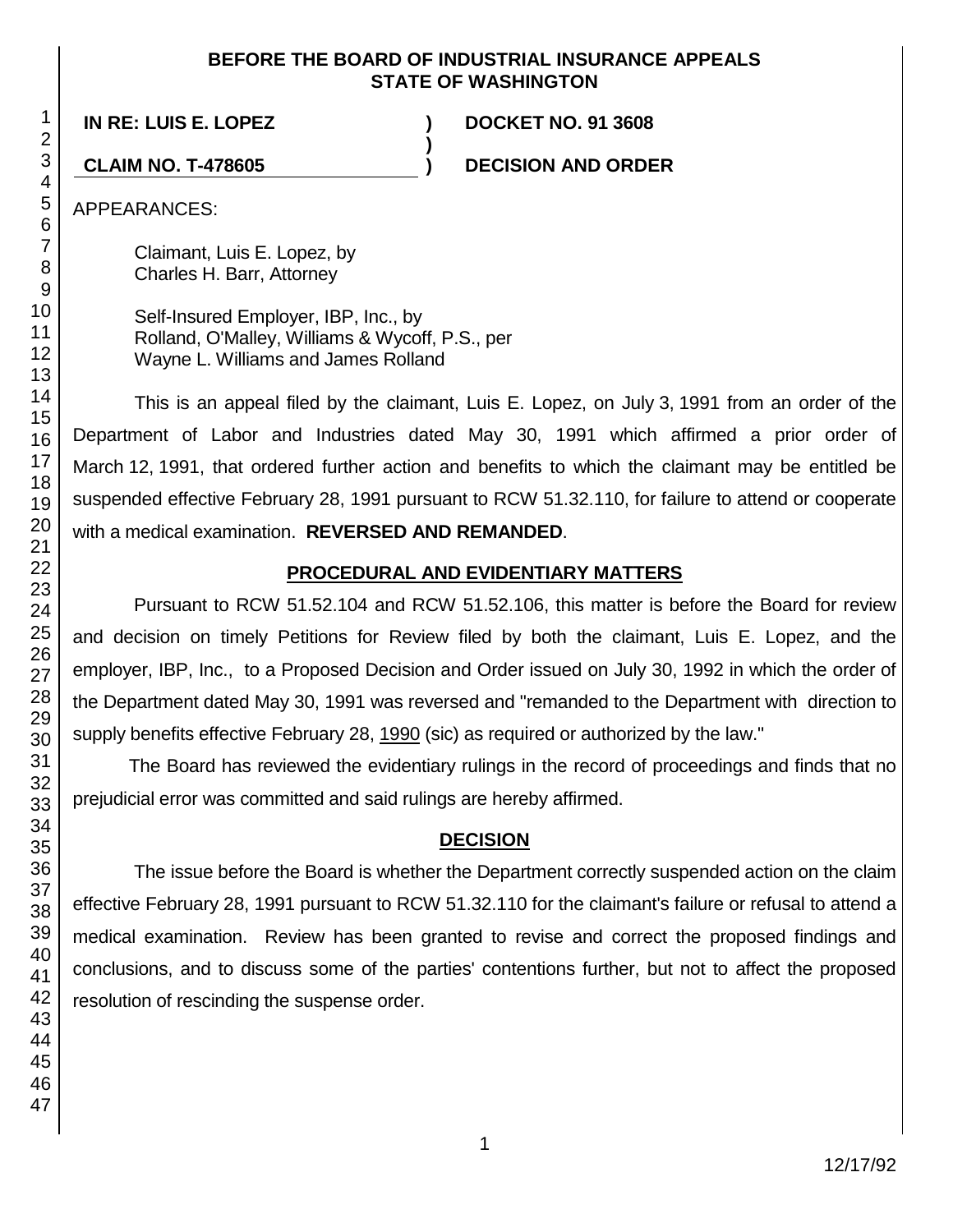**BEFORE THE BOARD OF INDUSTRIAL INSURANCE APPEALS**
**STATE OF WASHINGTON**

**IN RE: LUIS E. LOPEZ** ) **DOCKET NO. 91 3608**
)
**CLAIM NO. T-478605** ) **DECISION AND ORDER**

APPEARANCES:

Claimant, Luis E. Lopez, by
Charles H. Barr, Attorney

Self-Insured Employer, IBP, Inc., by
Rolland, O'Malley, Williams & Wycoff, P.S., per
Wayne L. Williams and James Rolland

This is an appeal filed by the claimant, Luis E. Lopez, on July 3, 1991 from an order of the Department of Labor and Industries dated May 30, 1991 which affirmed a prior order of March 12, 1991, that ordered further action and benefits to which the claimant may be entitled be suspended effective February 28, 1991 pursuant to RCW 51.32.110, for failure to attend or cooperate with a medical examination. **REVERSED AND REMANDED**.

## PROCEDURAL AND EVIDENTIARY MATTERS

Pursuant to RCW 51.52.104 and RCW 51.52.106, this matter is before the Board for review and decision on timely Petitions for Review filed by both the claimant, Luis E. Lopez, and the employer, IBP, Inc., to a Proposed Decision and Order issued on July 30, 1992 in which the order of the Department dated May 30, 1991 was reversed and "remanded to the Department with direction to supply benefits effective February 28, 1990 (sic) as required or authorized by the law."

The Board has reviewed the evidentiary rulings in the record of proceedings and finds that no prejudicial error was committed and said rulings are hereby affirmed.

## DECISION

The issue before the Board is whether the Department correctly suspended action on the claim effective February 28, 1991 pursuant to RCW 51.32.110 for the claimant's failure or refusal to attend a medical examination. Review has been granted to revise and correct the proposed findings and conclusions, and to discuss some of the parties' contentions further, but not to affect the proposed resolution of rescinding the suspense order.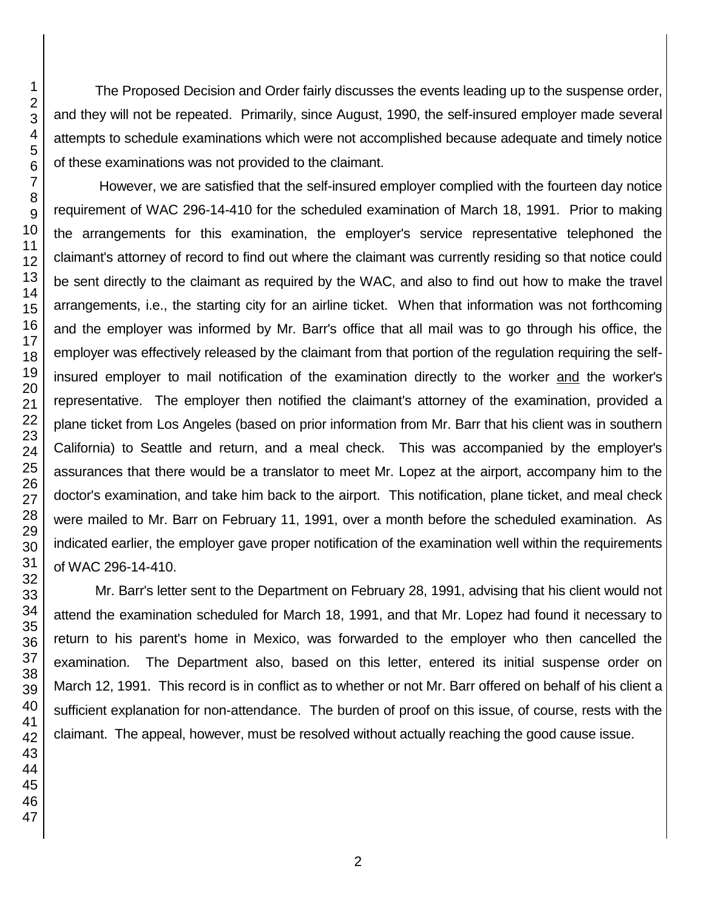The Proposed Decision and Order fairly discusses the events leading up to the suspense order, and they will not be repeated. Primarily, since August, 1990, the self-insured employer made several attempts to schedule examinations which were not accomplished because adequate and timely notice of these examinations was not provided to the claimant.

However, we are satisfied that the self-insured employer complied with the fourteen day notice requirement of WAC 296-14-410 for the scheduled examination of March 18, 1991. Prior to making the arrangements for this examination, the employer's service representative telephoned the claimant's attorney of record to find out where the claimant was currently residing so that notice could be sent directly to the claimant as required by the WAC, and also to find out how to make the travel arrangements, i.e., the starting city for an airline ticket. When that information was not forthcoming and the employer was informed by Mr. Barr's office that all mail was to go through his office, the employer was effectively released by the claimant from that portion of the regulation requiring the self-insured employer to mail notification of the examination directly to the worker and the worker's representative. The employer then notified the claimant's attorney of the examination, provided a plane ticket from Los Angeles (based on prior information from Mr. Barr that his client was in southern California) to Seattle and return, and a meal check. This was accompanied by the employer's assurances that there would be a translator to meet Mr. Lopez at the airport, accompany him to the doctor's examination, and take him back to the airport. This notification, plane ticket, and meal check were mailed to Mr. Barr on February 11, 1991, over a month before the scheduled examination. As indicated earlier, the employer gave proper notification of the examination well within the requirements of WAC 296-14-410.

Mr. Barr's letter sent to the Department on February 28, 1991, advising that his client would not attend the examination scheduled for March 18, 1991, and that Mr. Lopez had found it necessary to return to his parent's home in Mexico, was forwarded to the employer who then cancelled the examination. The Department also, based on this letter, entered its initial suspense order on March 12, 1991. This record is in conflict as to whether or not Mr. Barr offered on behalf of his client a sufficient explanation for non-attendance. The burden of proof on this issue, of course, rests with the claimant. The appeal, however, must be resolved without actually reaching the good cause issue.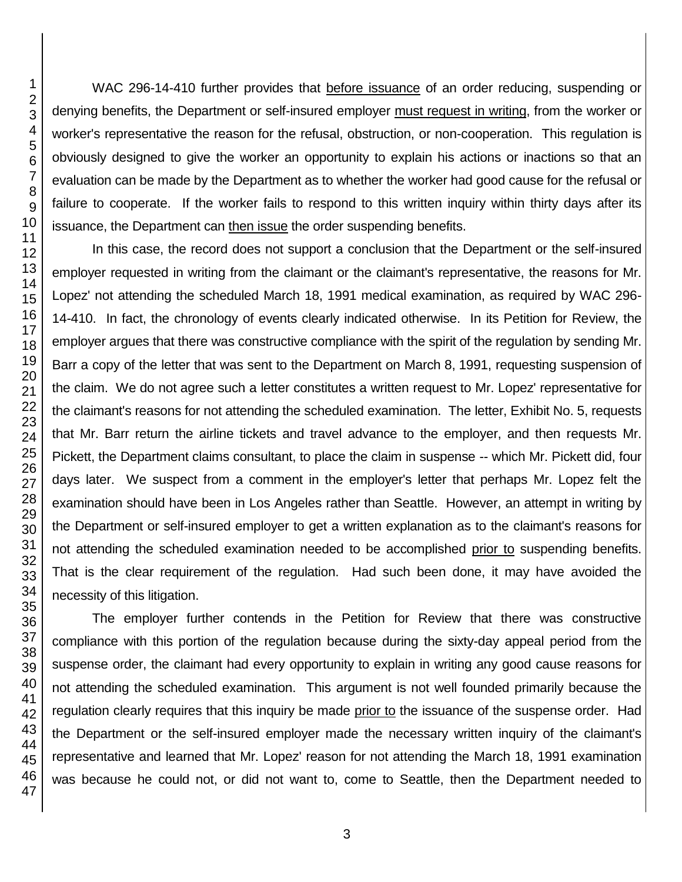WAC 296-14-410 further provides that before issuance of an order reducing, suspending or denying benefits, the Department or self-insured employer must request in writing, from the worker or worker's representative the reason for the refusal, obstruction, or non-cooperation. This regulation is obviously designed to give the worker an opportunity to explain his actions or inactions so that an evaluation can be made by the Department as to whether the worker had good cause for the refusal or failure to cooperate. If the worker fails to respond to this written inquiry within thirty days after its issuance, the Department can then issue the order suspending benefits.

In this case, the record does not support a conclusion that the Department or the self-insured employer requested in writing from the claimant or the claimant's representative, the reasons for Mr. Lopez' not attending the scheduled March 18, 1991 medical examination, as required by WAC 296-14-410. In fact, the chronology of events clearly indicated otherwise. In its Petition for Review, the employer argues that there was constructive compliance with the spirit of the regulation by sending Mr. Barr a copy of the letter that was sent to the Department on March 8, 1991, requesting suspension of the claim. We do not agree such a letter constitutes a written request to Mr. Lopez' representative for the claimant's reasons for not attending the scheduled examination. The letter, Exhibit No. 5, requests that Mr. Barr return the airline tickets and travel advance to the employer, and then requests Mr. Pickett, the Department claims consultant, to place the claim in suspense -- which Mr. Pickett did, four days later. We suspect from a comment in the employer's letter that perhaps Mr. Lopez felt the examination should have been in Los Angeles rather than Seattle. However, an attempt in writing by the Department or self-insured employer to get a written explanation as to the claimant's reasons for not attending the scheduled examination needed to be accomplished prior to suspending benefits. That is the clear requirement of the regulation. Had such been done, it may have avoided the necessity of this litigation.

The employer further contends in the Petition for Review that there was constructive compliance with this portion of the regulation because during the sixty-day appeal period from the suspense order, the claimant had every opportunity to explain in writing any good cause reasons for not attending the scheduled examination. This argument is not well founded primarily because the regulation clearly requires that this inquiry be made prior to the issuance of the suspense order. Had the Department or the self-insured employer made the necessary written inquiry of the claimant's representative and learned that Mr. Lopez' reason for not attending the March 18, 1991 examination was because he could not, or did not want to, come to Seattle, then the Department needed to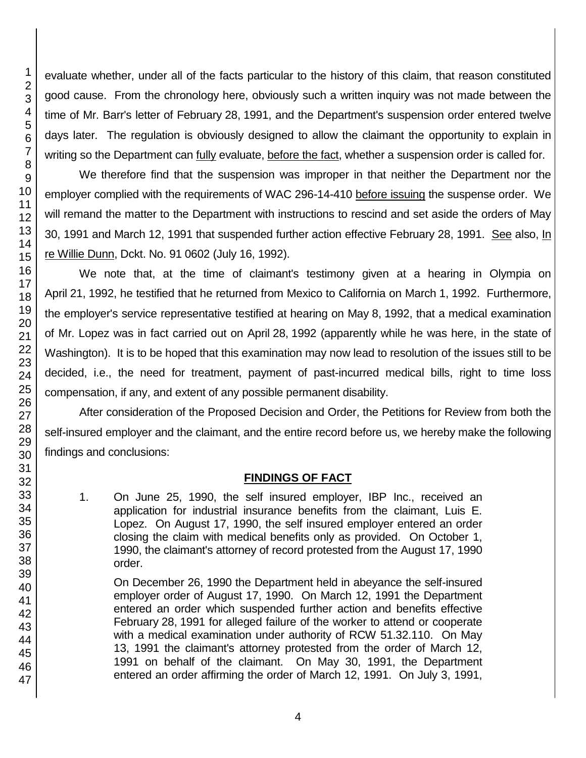evaluate whether, under all of the facts particular to the history of this claim, that reason constituted good cause. From the chronology here, obviously such a written inquiry was not made between the time of Mr. Barr's letter of February 28, 1991, and the Department's suspension order entered twelve days later. The regulation is obviously designed to allow the claimant the opportunity to explain in writing so the Department can fully evaluate, before the fact, whether a suspension order is called for.

We therefore find that the suspension was improper in that neither the Department nor the employer complied with the requirements of WAC 296-14-410 before issuing the suspense order. We will remand the matter to the Department with instructions to rescind and set aside the orders of May 30, 1991 and March 12, 1991 that suspended further action effective February 28, 1991. See also, In re Willie Dunn, Dckt. No. 91 0602 (July 16, 1992).

We note that, at the time of claimant's testimony given at a hearing in Olympia on April 21, 1992, he testified that he returned from Mexico to California on March 1, 1992. Furthermore, the employer's service representative testified at hearing on May 8, 1992, that a medical examination of Mr. Lopez was in fact carried out on April 28, 1992 (apparently while he was here, in the state of Washington). It is to be hoped that this examination may now lead to resolution of the issues still to be decided, i.e., the need for treatment, payment of past-incurred medical bills, right to time loss compensation, if any, and extent of any possible permanent disability.

After consideration of the Proposed Decision and Order, the Petitions for Review from both the self-insured employer and the claimant, and the entire record before us, we hereby make the following findings and conclusions:

## FINDINGS OF FACT

1. On June 25, 1990, the self insured employer, IBP Inc., received an application for industrial insurance benefits from the claimant, Luis E. Lopez. On August 17, 1990, the self insured employer entered an order closing the claim with medical benefits only as provided. On October 1, 1990, the claimant's attorney of record protested from the August 17, 1990 order.

   On December 26, 1990 the Department held in abeyance the self-insured employer order of August 17, 1990. On March 12, 1991 the Department entered an order which suspended further action and benefits effective February 28, 1991 for alleged failure of the worker to attend or cooperate with a medical examination under authority of RCW 51.32.110. On May 13, 1991 the claimant's attorney protested from the order of March 12, 1991 on behalf of the claimant. On May 30, 1991, the Department entered an order affirming the order of March 12, 1991. On July 3, 1991,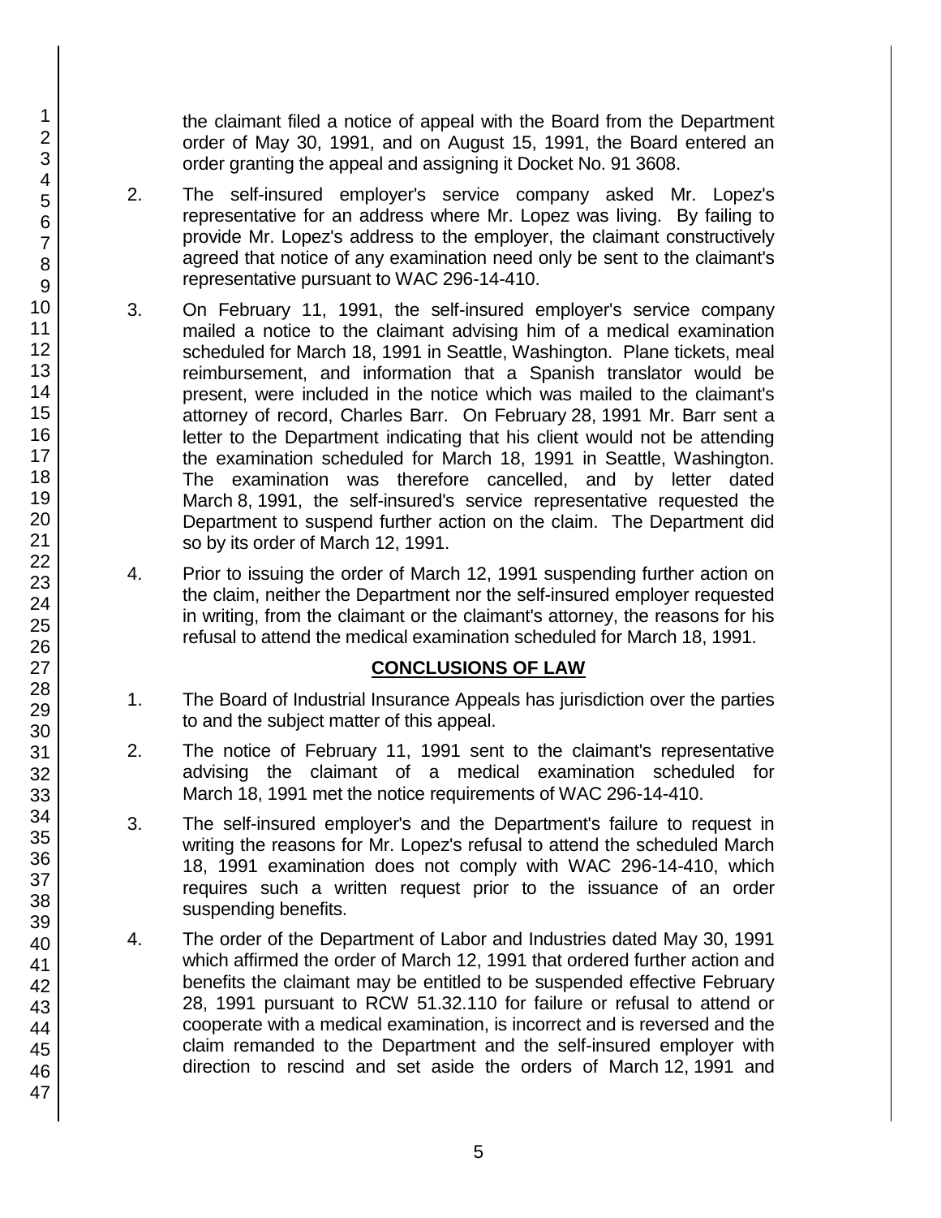the claimant filed a notice of appeal with the Board from the Department order of May 30, 1991, and on August 15, 1991, the Board entered an order granting the appeal and assigning it Docket No. 91 3608.

2. The self-insured employer's service company asked Mr. Lopez's representative for an address where Mr. Lopez was living. By failing to provide Mr. Lopez's address to the employer, the claimant constructively agreed that notice of any examination need only be sent to the claimant's representative pursuant to WAC 296-14-410.

3. On February 11, 1991, the self-insured employer's service company mailed a notice to the claimant advising him of a medical examination scheduled for March 18, 1991 in Seattle, Washington. Plane tickets, meal reimbursement, and information that a Spanish translator would be present, were included in the notice which was mailed to the claimant's attorney of record, Charles Barr. On February 28, 1991 Mr. Barr sent a letter to the Department indicating that his client would not be attending the examination scheduled for March 18, 1991 in Seattle, Washington. The examination was therefore cancelled, and by letter dated March 8, 1991, the self-insured's service representative requested the Department to suspend further action on the claim. The Department did so by its order of March 12, 1991.

4. Prior to issuing the order of March 12, 1991 suspending further action on the claim, neither the Department nor the self-insured employer requested in writing, from the claimant or the claimant's attorney, the reasons for his refusal to attend the medical examination scheduled for March 18, 1991.

## CONCLUSIONS OF LAW

1. The Board of Industrial Insurance Appeals has jurisdiction over the parties to and the subject matter of this appeal.

2. The notice of February 11, 1991 sent to the claimant's representative advising the claimant of a medical examination scheduled for March 18, 1991 met the notice requirements of WAC 296-14-410.

3. The self-insured employer's and the Department's failure to request in writing the reasons for Mr. Lopez's refusal to attend the scheduled March 18, 1991 examination does not comply with WAC 296-14-410, which requires such a written request prior to the issuance of an order suspending benefits.

4. The order of the Department of Labor and Industries dated May 30, 1991 which affirmed the order of March 12, 1991 that ordered further action and benefits the claimant may be entitled to be suspended effective February 28, 1991 pursuant to RCW 51.32.110 for failure or refusal to attend or cooperate with a medical examination, is incorrect and is reversed and the claim remanded to the Department and the self-insured employer with direction to rescind and set aside the orders of March 12, 1991 and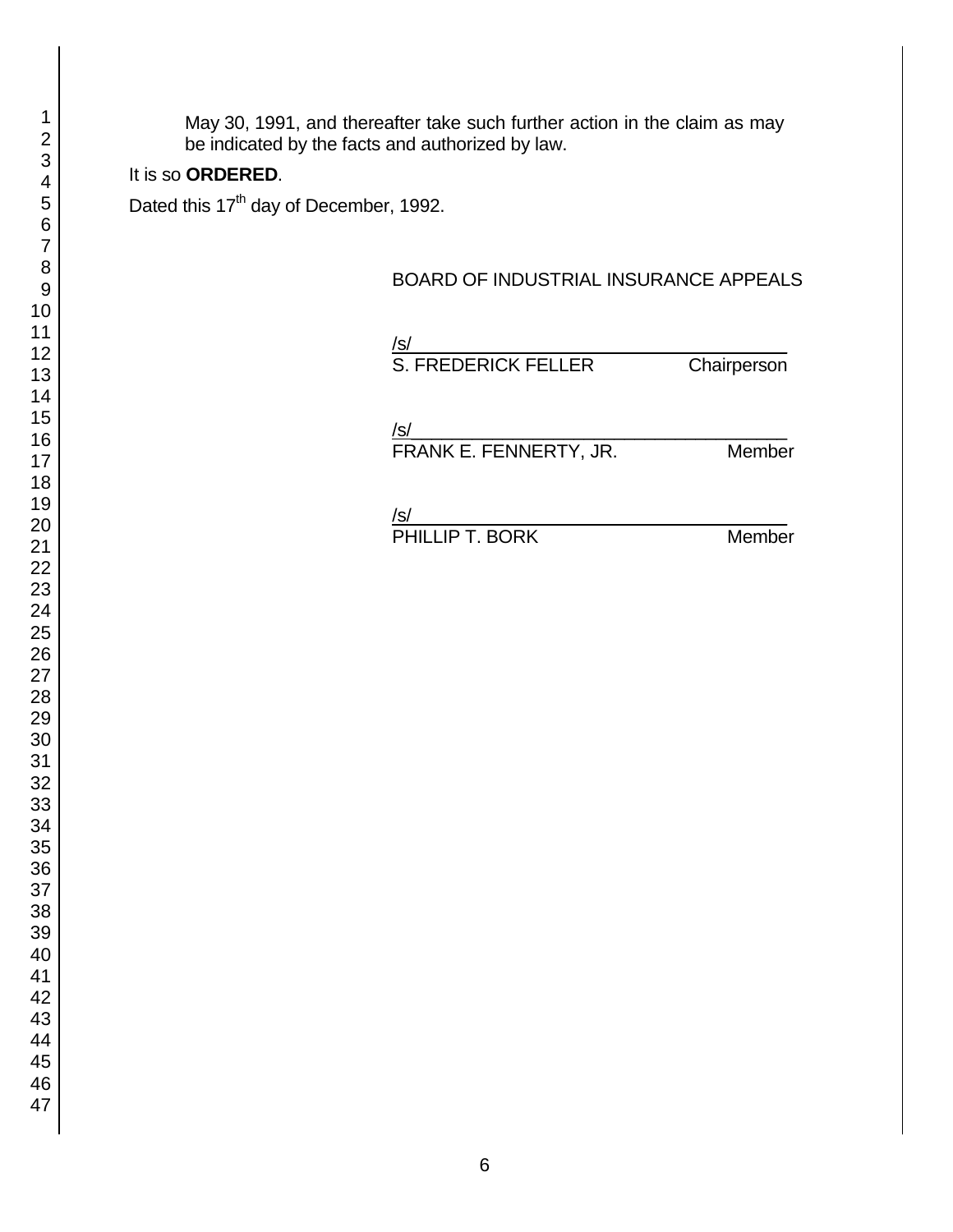May 30, 1991, and thereafter take such further action in the claim as may be indicated by the facts and authorized by law.

It is so **ORDERED**.

Dated this 17th day of December, 1992.

BOARD OF INDUSTRIAL INSURANCE APPEALS

/s/
S. FREDERICK FELLER Chairperson

/s/
FRANK E. FENNERTY, JR. Member

/s/
PHILLIP T. BORK Member